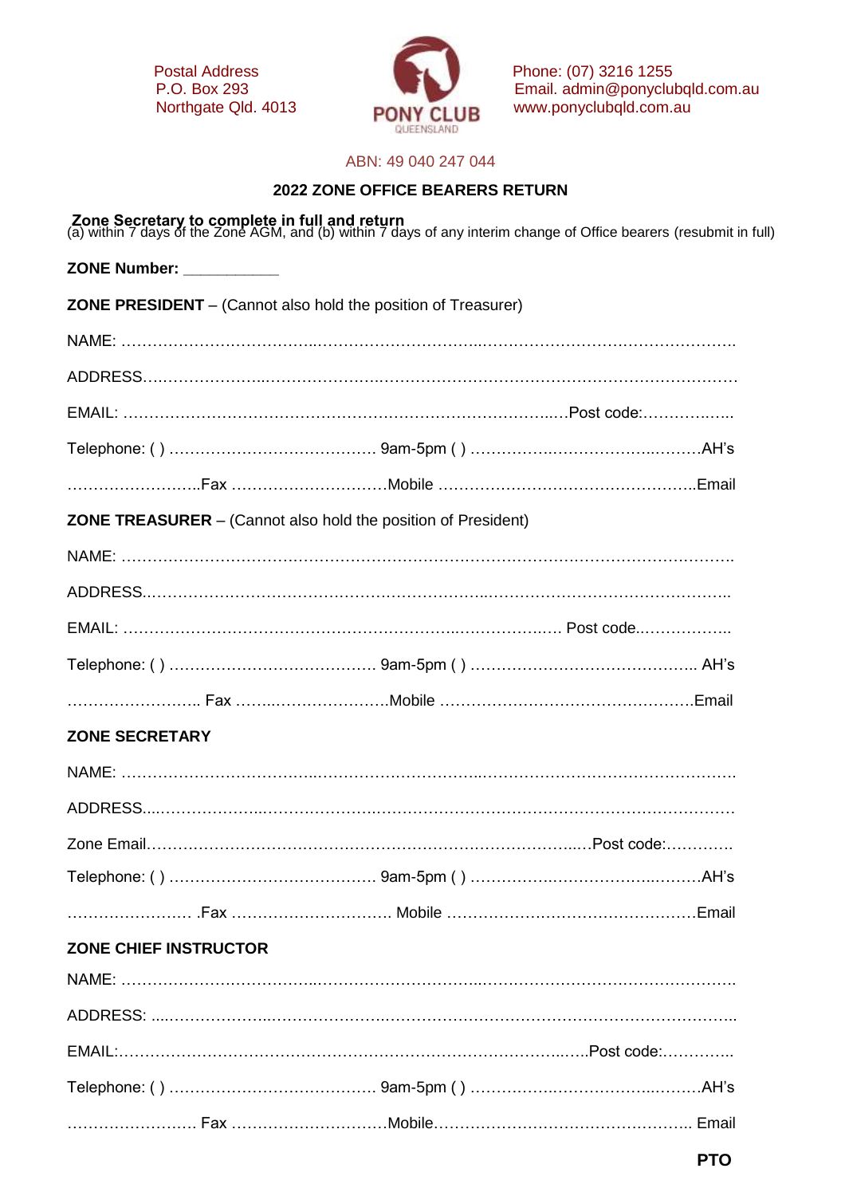Postal Address
P.O. Box 293
Northgate Qld. 4013

PONY CLUB
QUEENSLAND

Phone: (07) 3216 1255
Email. admin@ponyclubqld.com.au
www.ponyclubqld.com.au

ABN: 49 040 247 044

## 2022 ZONE OFFICE BEARERS RETURN

**Zone Secretary to complete in full and return**
(a) within 7 days of the Zone AGM, and (b) within 7 days of any interim change of Office bearers (resubmit in full)

**ZONE Number:** ___________

**ZONE PRESIDENT** – (Cannot also hold the position of Treasurer)

NAME: ……………………………..…………………………..………………………………………….

ADDRESS….………………..……………………..……………………………………………………….

EMAIL: ……………………………………………………………………….…Post code:……………..

Telephone: ( ) ………………………………… 9am-5pm ( ) …………….……………….……..AH's

……………………..Fax …………………………Mobile …………………………………………..Email

**ZONE TREASURER** – (Cannot also hold the position of President)

NAME: ……………………………………………………………………………………………………….

ADDRESS..…………………………………………………………..……………………………………..

EMAIL: ……………………………………………………………………..………….… Post code..……………..

Telephone: ( ) ………………………………… 9am-5pm ( ) …………………………………….. AH's

…………………….. Fax ……..……………………Mobile ………………………………………….Email

**ZONE SECRETARY**

NAME: ……………………………..…………………………..………………………………………….

ADDRESS...………………...……………………..……………………………………………………….

Zone Email……………………………………………………………………………..…Post code:………….

Telephone: ( ) ………………………………… 9am-5pm ( ) …………….……………….……..AH's

…………………… .Fax …………………………. Mobile …………………………………………Email

**ZONE CHIEF INSTRUCTOR**

NAME: ……………………………..…………………………..………………………………………….

ADDRESS: ...………………..……………………..……………………………………………………….

EMAIL:………………………………………………………………………..…..Post code:…………..

Telephone: ( ) ………………………………… 9am-5pm ( ) …………….……………….……..AH's

……………………. Fax …………………………Mobile………………………………………….. Email

**PTO**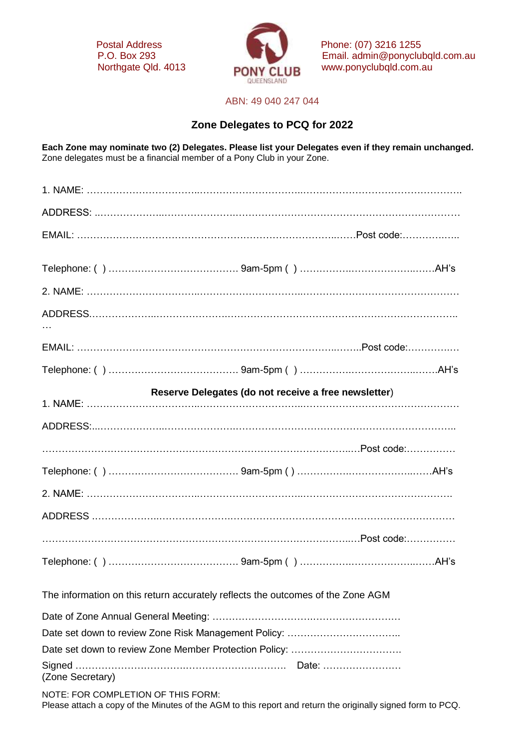Postal Address
P.O. Box 293
Northgate Qld. 4013

PONY CLUB
QUEENSLAND

Phone: (07) 3216 1255
Email. admin@ponyclubqld.com.au
www.ponyclubqld.com.au

ABN: 49 040 247 044

## Zone Delegates to PCQ for 2022

**Each Zone may nominate two (2) Delegates. Please list your Delegates even if they remain unchanged.**
Zone delegates must be a financial member of a Pony Club in your Zone.

1. NAME: …………………………..…………………………..………………………………………….

ADDRESS: ..………………..……………………..…………………………………………………………

EMAIL: ………………………………………………………………………..……Post code:……………..

Telephone: ( ) …………………………………. 9am-5pm ( ) ……………..………………..……AH's

2. NAME: …………………………..…………………………..…………………………………………….

ADDRESS.………………..……………………..……………………………………………………….. …

EMAIL: ………………………………………………………………………..……..Post code:…………..…

Telephone: ( ) …………………………………. 9am-5pm ( ) ………………..………………..……AH's

**Reserve Delegates (do not receive a free newsletter)**

1. NAME: …………………………..…………………………..……………………………………………

ADDRESS:...………………..……………………..……………………………………………………..

………………………………………………………………………………..….Post code:……………

Telephone: ( ) …………………………………. 9am-5pm ( ) ……………..………………..……AH's

2. NAME: …………………………..…………………………..……………………………………….

ADDRESS ………………..……………………..…………………………………………………………

………………………………………………………………………………..….Post code:……………

Telephone: ( ) ……..…………………………. 9am-5pm ( ) ……………..………………..……AH's

The information on this return accurately reflects the outcomes of the Zone AGM

Date of Zone Annual General Meeting: …………………………….………………………

Date set down to review Zone Risk Management Policy: ……………………………..

Date set down to review Zone Member Protection Policy: …………………………….

Signed ………………………….……………………………. Date: ……………………
(Zone Secretary)

NOTE: FOR COMPLETION OF THIS FORM:
Please attach a copy of the Minutes of the AGM to this report and return the originally signed form to PCQ.